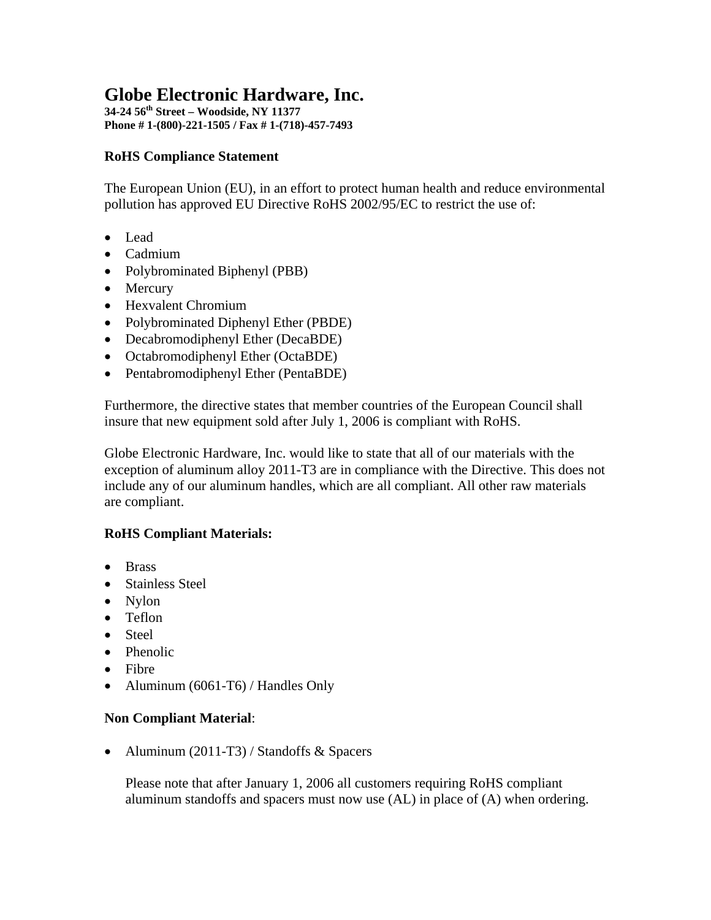# Globe Electronic Hardware, Inc.

**34-24 56th Street – Woodside, NY 11377**
**Phone # 1-(800)-221-1505 / Fax # 1-(718)-457-7493**

### RoHS Compliance Statement

The European Union (EU), in an effort to protect human health and reduce environmental pollution has approved EU Directive RoHS 2002/95/EC to restrict the use of:

- Lead
- Cadmium
- Polybrominated Biphenyl (PBB)
- Mercury
- Hexvalent Chromium
- Polybrominated Diphenyl Ether (PBDE)
- Decabromodiphenyl Ether (DecaBDE)
- Octabromodiphenyl Ether (OctaBDE)
- Pentabromodiphenyl Ether (PentaBDE)

Furthermore, the directive states that member countries of the European Council shall insure that new equipment sold after July 1, 2006 is compliant with RoHS.

Globe Electronic Hardware, Inc. would like to state that all of our materials with the exception of aluminum alloy 2011-T3 are in compliance with the Directive. This does not include any of our aluminum handles, which are all compliant. All other raw materials are compliant.

**RoHS Compliant Materials:**

- Brass
- Stainless Steel
- Nylon
- Teflon
- Steel
- Phenolic
- Fibre
- Aluminum (6061-T6) / Handles Only

**Non Compliant Material**:

- Aluminum (2011-T3) / Standoffs & Spacers

  Please note that after January 1, 2006 all customers requiring RoHS compliant aluminum standoffs and spacers must now use (AL) in place of (A) when ordering.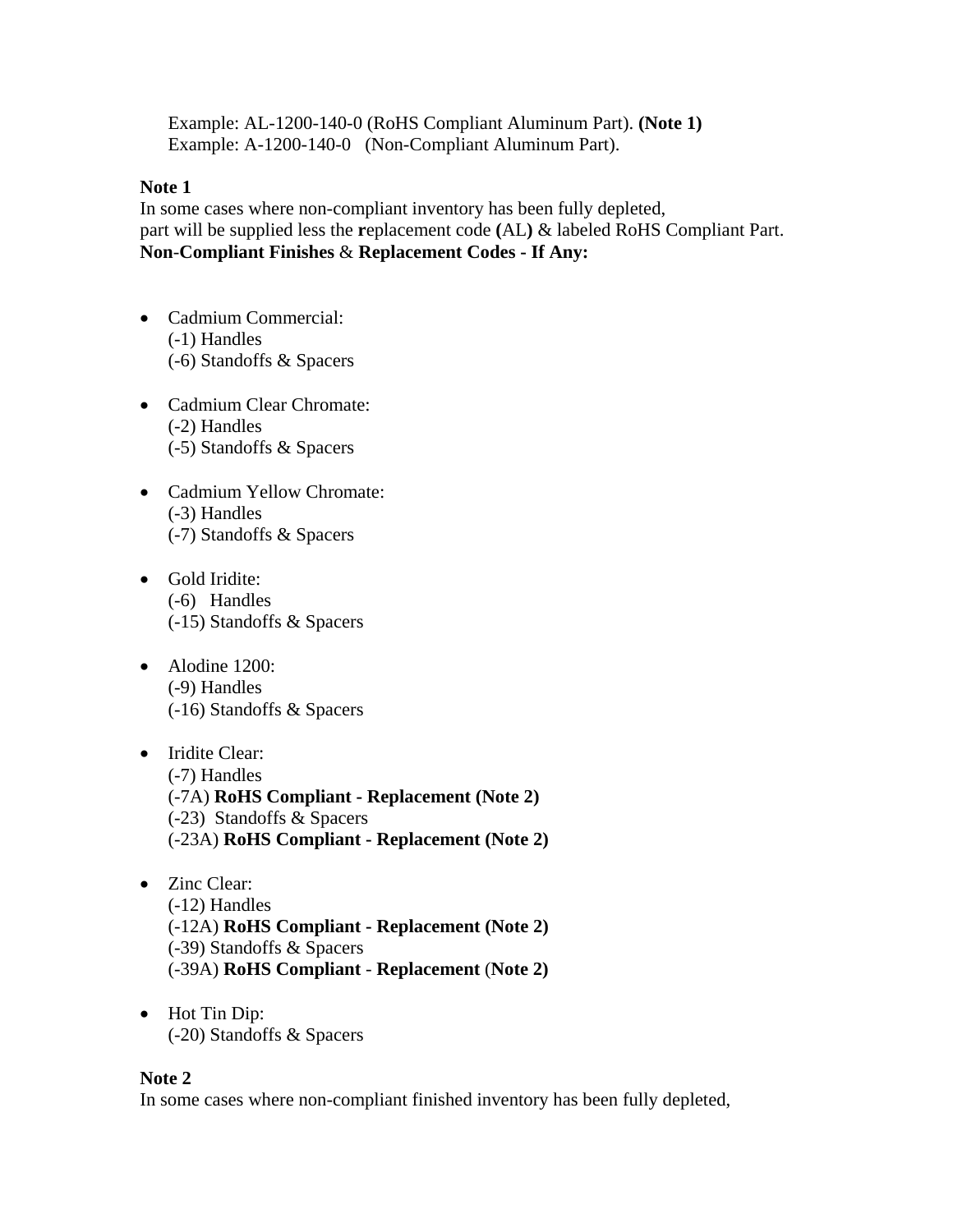Example: AL-1200-140-0 (RoHS Compliant Aluminum Part). **(Note 1)**
Example: A-1200-140-0 (Non-Compliant Aluminum Part).

**Note 1**
In some cases where non-compliant inventory has been fully depleted,
part will be supplied less the **r**eplacement code **(**AL**)** & labeled RoHS Compliant Part.
**Non-Compliant Finishes** & **Replacement Codes - If Any:**

- Cadmium Commercial:
  (-1) Handles
  (-6) Standoffs & Spacers

- Cadmium Clear Chromate:
  (-2) Handles
  (-5) Standoffs & Spacers

- Cadmium Yellow Chromate:
  (-3) Handles
  (-7) Standoffs & Spacers

- Gold Iridite:
  (-6) Handles
  (-15) Standoffs & Spacers

- Alodine 1200:
  (-9) Handles
  (-16) Standoffs & Spacers

- Iridite Clear:
  (-7) Handles
  (-7A) **RoHS Compliant - Replacement (Note 2)**
  (-23) Standoffs & Spacers
  (-23A) **RoHS Compliant - Replacement (Note 2)**

- Zinc Clear:
  (-12) Handles
  (-12A) **RoHS Compliant - Replacement (Note 2)**
  (-39) Standoffs & Spacers
  (-39A) **RoHS Compliant** - **Replacement** (**Note 2)**

- Hot Tin Dip:
  (-20) Standoffs & Spacers

**Note 2**
In some cases where non-compliant finished inventory has been fully depleted,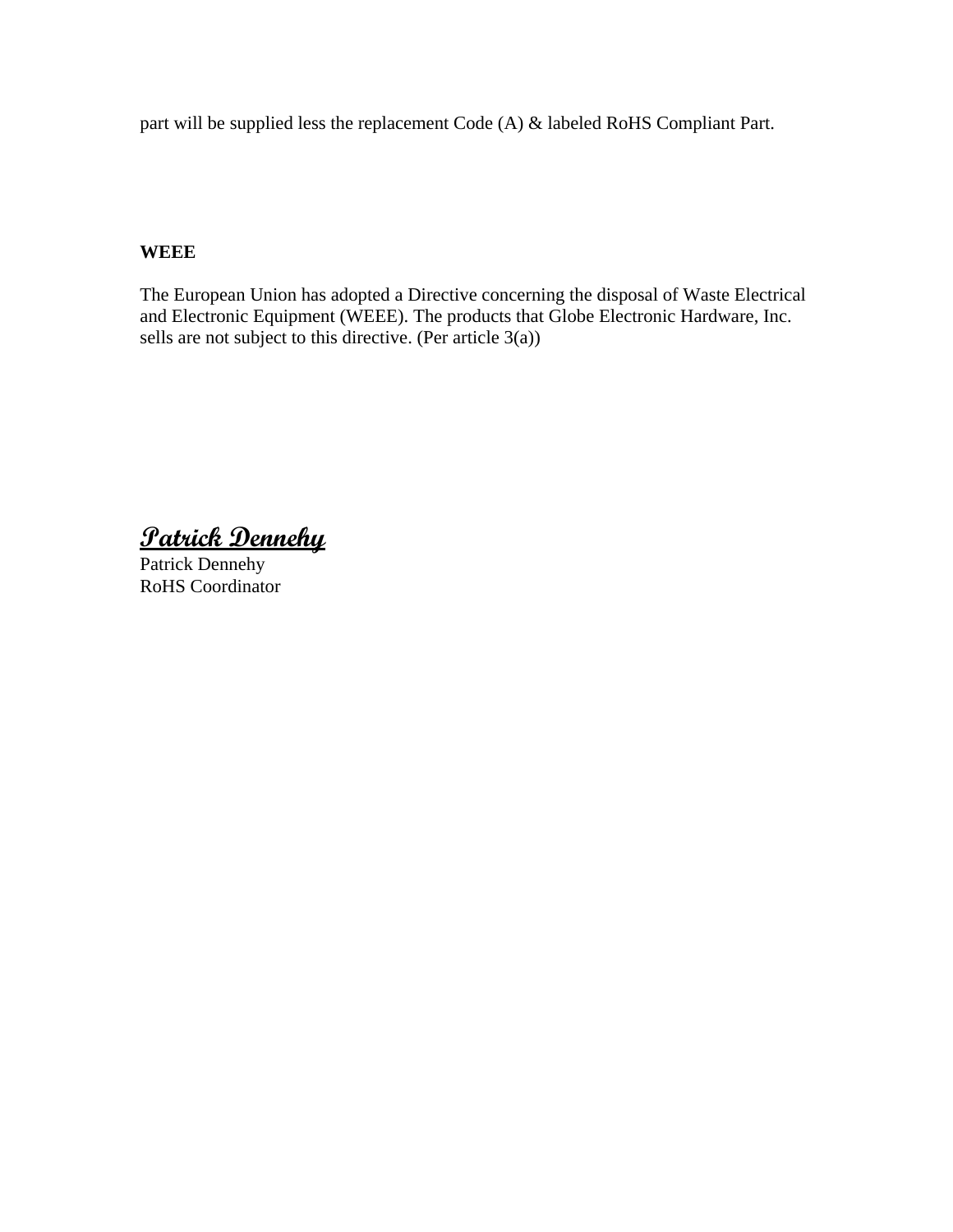part will be supplied less the replacement Code (A) & labeled RoHS Compliant Part.

**WEEE**

The European Union has adopted a Directive concerning the disposal of Waste Electrical and Electronic Equipment (WEEE). The products that Globe Electronic Hardware, Inc. sells are not subject to this directive. (Per article 3(a))

***Patrick Dennehy***

Patrick Dennehy
RoHS Coordinator